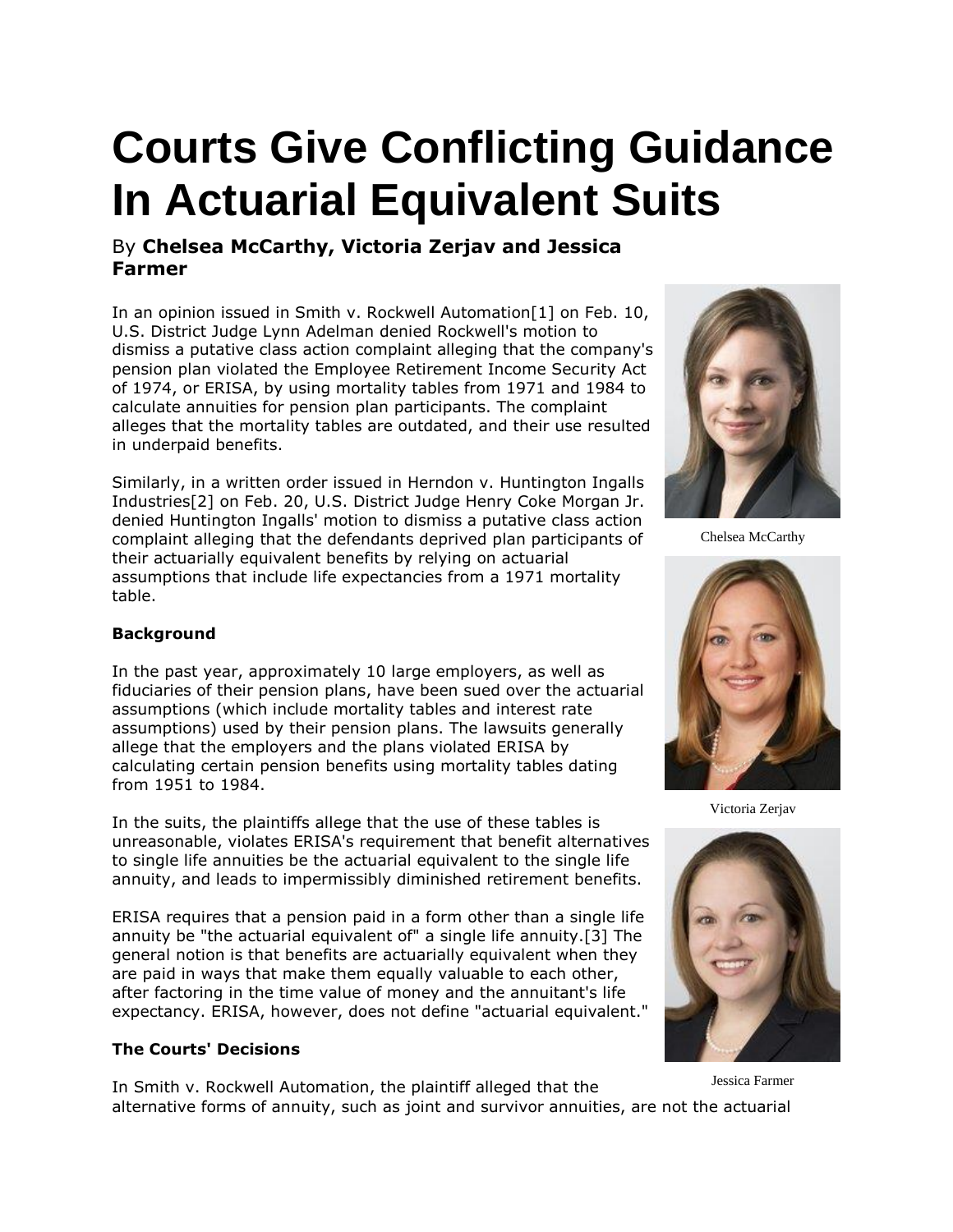# Courts Give Conflicting Guidance In Actuarial Equivalent Suits

By **Chelsea McCarthy, Victoria Zerjav and Jessica Farmer**

In an opinion issued in Smith v. Rockwell Automation[1] on Feb. 10, U.S. District Judge Lynn Adelman denied Rockwell's motion to dismiss a putative class action complaint alleging that the company's pension plan violated the Employee Retirement Income Security Act of 1974, or ERISA, by using mortality tables from 1971 and 1984 to calculate annuities for pension plan participants. The complaint alleges that the mortality tables are outdated, and their use resulted in underpaid benefits.

Similarly, in a written order issued in Herndon v. Huntington Ingalls Industries[2] on Feb. 20, U.S. District Judge Henry Coke Morgan Jr. denied Huntington Ingalls' motion to dismiss a putative class action complaint alleging that the defendants deprived plan participants of their actuarially equivalent benefits by relying on actuarial assumptions that include life expectancies from a 1971 mortality table.

Chelsea McCarthy

Victoria Zerjav

Jessica Farmer

**Background**

In the past year, approximately 10 large employers, as well as fiduciaries of their pension plans, have been sued over the actuarial assumptions (which include mortality tables and interest rate assumptions) used by their pension plans. The lawsuits generally allege that the employers and the plans violated ERISA by calculating certain pension benefits using mortality tables dating from 1951 to 1984.

In the suits, the plaintiffs allege that the use of these tables is unreasonable, violates ERISA's requirement that benefit alternatives to single life annuities be the actuarial equivalent to the single life annuity, and leads to impermissibly diminished retirement benefits.

ERISA requires that a pension paid in a form other than a single life annuity be "the actuarial equivalent of" a single life annuity.[3] The general notion is that benefits are actuarially equivalent when they are paid in ways that make them equally valuable to each other, after factoring in the time value of money and the annuitant's life expectancy. ERISA, however, does not define "actuarial equivalent."

**The Courts' Decisions**

In Smith v. Rockwell Automation, the plaintiff alleged that the alternative forms of annuity, such as joint and survivor annuities, are not the actuarial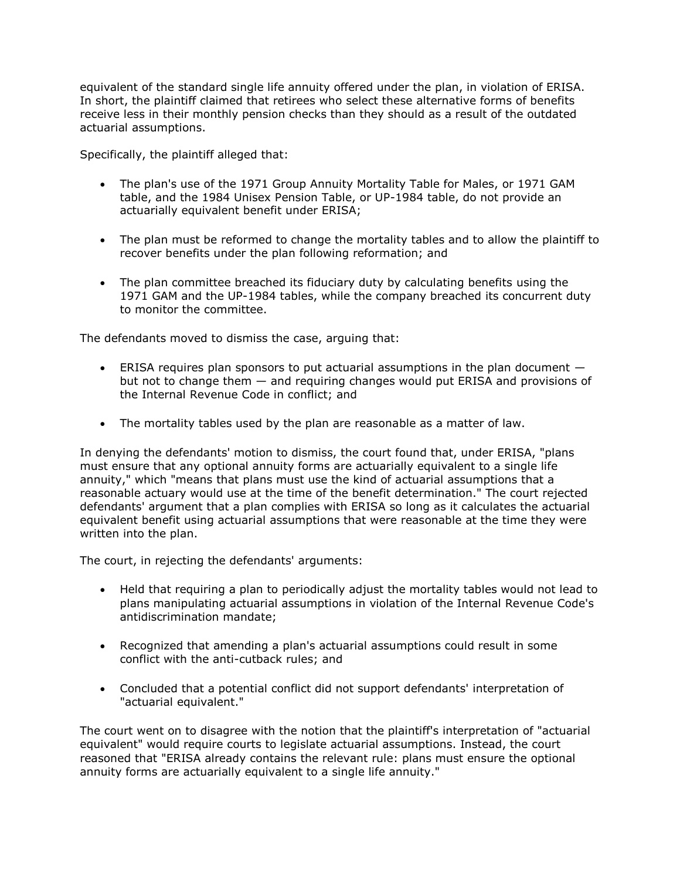equivalent of the standard single life annuity offered under the plan, in violation of ERISA. In short, the plaintiff claimed that retirees who select these alternative forms of benefits receive less in their monthly pension checks than they should as a result of the outdated actuarial assumptions.

Specifically, the plaintiff alleged that:

- The plan's use of the 1971 Group Annuity Mortality Table for Males, or 1971 GAM table, and the 1984 Unisex Pension Table, or UP-1984 table, do not provide an actuarially equivalent benefit under ERISA;
- The plan must be reformed to change the mortality tables and to allow the plaintiff to recover benefits under the plan following reformation; and
- The plan committee breached its fiduciary duty by calculating benefits using the 1971 GAM and the UP-1984 tables, while the company breached its concurrent duty to monitor the committee.

The defendants moved to dismiss the case, arguing that:

- ERISA requires plan sponsors to put actuarial assumptions in the plan document — but not to change them — and requiring changes would put ERISA and provisions of the Internal Revenue Code in conflict; and
- The mortality tables used by the plan are reasonable as a matter of law.

In denying the defendants' motion to dismiss, the court found that, under ERISA, "plans must ensure that any optional annuity forms are actuarially equivalent to a single life annuity," which "means that plans must use the kind of actuarial assumptions that a reasonable actuary would use at the time of the benefit determination." The court rejected defendants' argument that a plan complies with ERISA so long as it calculates the actuarial equivalent benefit using actuarial assumptions that were reasonable at the time they were written into the plan.

The court, in rejecting the defendants' arguments:

- Held that requiring a plan to periodically adjust the mortality tables would not lead to plans manipulating actuarial assumptions in violation of the Internal Revenue Code's antidiscrimination mandate;
- Recognized that amending a plan's actuarial assumptions could result in some conflict with the anti-cutback rules; and
- Concluded that a potential conflict did not support defendants' interpretation of "actuarial equivalent."

The court went on to disagree with the notion that the plaintiff's interpretation of "actuarial equivalent" would require courts to legislate actuarial assumptions. Instead, the court reasoned that "ERISA already contains the relevant rule: plans must ensure the optional annuity forms are actuarially equivalent to a single life annuity."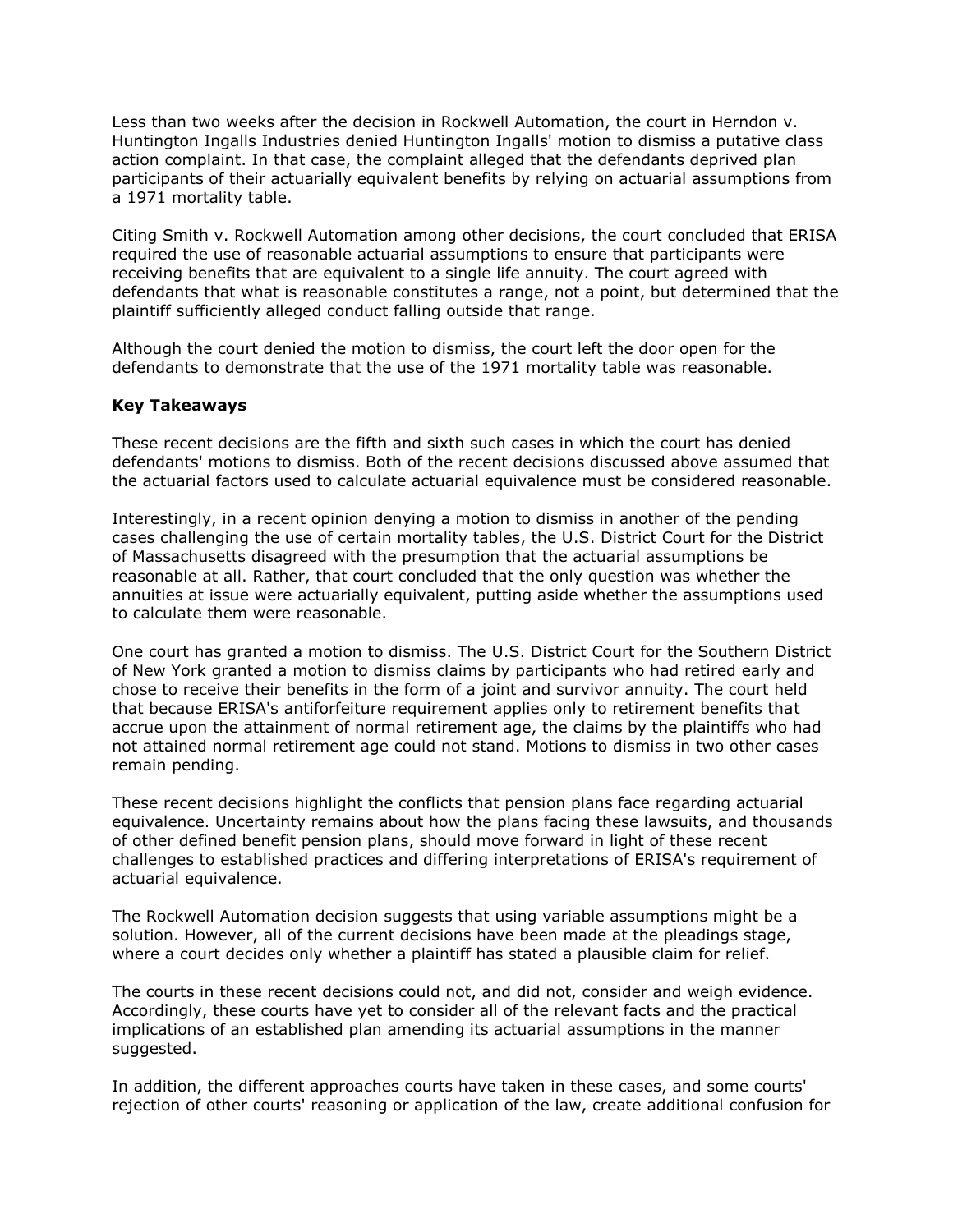Less than two weeks after the decision in Rockwell Automation, the court in Herndon v. Huntington Ingalls Industries denied Huntington Ingalls' motion to dismiss a putative class action complaint. In that case, the complaint alleged that the defendants deprived plan participants of their actuarially equivalent benefits by relying on actuarial assumptions from a 1971 mortality table.

Citing Smith v. Rockwell Automation among other decisions, the court concluded that ERISA required the use of reasonable actuarial assumptions to ensure that participants were receiving benefits that are equivalent to a single life annuity. The court agreed with defendants that what is reasonable constitutes a range, not a point, but determined that the plaintiff sufficiently alleged conduct falling outside that range.

Although the court denied the motion to dismiss, the court left the door open for the defendants to demonstrate that the use of the 1971 mortality table was reasonable.

**Key Takeaways**

These recent decisions are the fifth and sixth such cases in which the court has denied defendants' motions to dismiss. Both of the recent decisions discussed above assumed that the actuarial factors used to calculate actuarial equivalence must be considered reasonable.

Interestingly, in a recent opinion denying a motion to dismiss in another of the pending cases challenging the use of certain mortality tables, the U.S. District Court for the District of Massachusetts disagreed with the presumption that the actuarial assumptions be reasonable at all. Rather, that court concluded that the only question was whether the annuities at issue were actuarially equivalent, putting aside whether the assumptions used to calculate them were reasonable.

One court has granted a motion to dismiss. The U.S. District Court for the Southern District of New York granted a motion to dismiss claims by participants who had retired early and chose to receive their benefits in the form of a joint and survivor annuity. The court held that because ERISA's antiforfeiture requirement applies only to retirement benefits that accrue upon the attainment of normal retirement age, the claims by the plaintiffs who had not attained normal retirement age could not stand. Motions to dismiss in two other cases remain pending.

These recent decisions highlight the conflicts that pension plans face regarding actuarial equivalence. Uncertainty remains about how the plans facing these lawsuits, and thousands of other defined benefit pension plans, should move forward in light of these recent challenges to established practices and differing interpretations of ERISA's requirement of actuarial equivalence.

The Rockwell Automation decision suggests that using variable assumptions might be a solution. However, all of the current decisions have been made at the pleadings stage, where a court decides only whether a plaintiff has stated a plausible claim for relief.

The courts in these recent decisions could not, and did not, consider and weigh evidence. Accordingly, these courts have yet to consider all of the relevant facts and the practical implications of an established plan amending its actuarial assumptions in the manner suggested.

In addition, the different approaches courts have taken in these cases, and some courts' rejection of other courts' reasoning or application of the law, create additional confusion for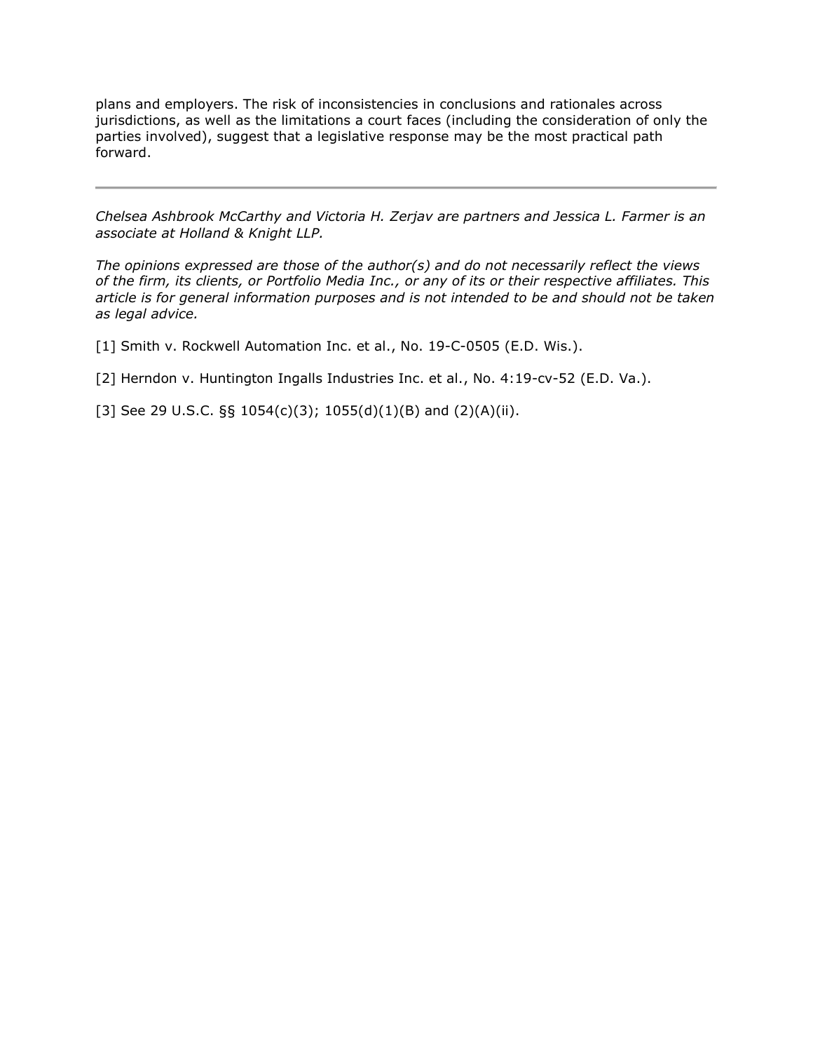plans and employers. The risk of inconsistencies in conclusions and rationales across jurisdictions, as well as the limitations a court faces (including the consideration of only the parties involved), suggest that a legislative response may be the most practical path forward.

---

*Chelsea Ashbrook McCarthy and Victoria H. Zerjav are partners and Jessica L. Farmer is an associate at Holland & Knight LLP.*

*The opinions expressed are those of the author(s) and do not necessarily reflect the views of the firm, its clients, or Portfolio Media Inc., or any of its or their respective affiliates. This article is for general information purposes and is not intended to be and should not be taken as legal advice.*

[1] Smith v. Rockwell Automation Inc. et al., No. 19-C-0505 (E.D. Wis.).

[2] Herndon v. Huntington Ingalls Industries Inc. et al., No. 4:19-cv-52 (E.D. Va.).

[3] See 29 U.S.C. §§ 1054(c)(3); 1055(d)(1)(B) and (2)(A)(ii).